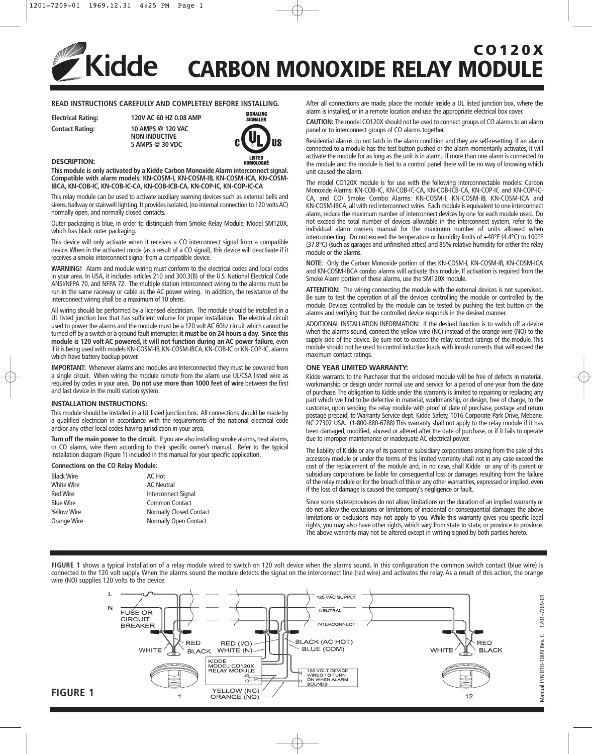# Kidde

# CO120X CARBON MONOXIDE RELAY MODULE

**READ INSTRUCTIONS CAREFULLY AND COMPLETELY BEFORE INSTALLING.**

| | |
|---|---|
| **Electrical Rating:** | **120V AC 60 HZ 0.08 AMP** |
| **Contact Rating:** | **10 AMPS @ 120 VAC NON INDUCTIVE 5 AMPS @ 30 VDC** |

SIGNALING SIGNALER — C UL US LISTED HOMOLOGUÉ

**DESCRIPTION:**

**This module is only activated by a Kidde Carbon Monoxide Alarm interconnect signal. Compatible with alarm models: KN-COSM-I, KN-COSM-IB, KN-COSM-ICA, KN-COSM-IBCA, KN-COB-IC, KN-COB-IC-CA, KN-COB-ICB-CA, KN-COP-IC, KN-COP-IC-CA**

This relay module can be used to activate auxiliary warning devices such as external bells and sirens, hallway or stairwell lighting. It provides isolated, (no internal connection to 120 volts AC) normally open, and normally closed contacts.

Outer packaging is blue, in order to distinguish from Smoke Relay Module, Model SM120X, which has black outer packaging.

This device will only activate when it receives a CO interconnect signal from a compatible device. When in the activated mode (as a result of a CO signal), this device will deactivate if it receives a smoke interconnect signal from a compatible device.

**WARNING!** Alarm and module wiring must conform to the electrical codes and local codes in your area. In USA, it includes articles 210 and 300.3(B) of the U.S. National Electrical Code ANSI/NFPA 70, and NFPA 72. The multiple station interconnect wiring to the alarms must be run in the same raceway or cable as the AC power wiring. In addition, the resistance of the interconnect wiring shall be a maximum of 10 ohms.

All wiring should be performed by a licensed electrician. The module should be installed in a UL listed junction box that has sufficient volume for proper installation. The electrical circuit used to power the alarms and the module must be a 120 volt AC 60hz circuit which cannot be turned off by a switch or a ground fault interrupter, **it must be on 24 hours a day. Since this module is 120 volt AC powered, it will not function during an AC power failure,** even if it is being used with models KN-COSM-IB, KN-COSM-IBCA, KN-COB-IC or KN-COP-IC, alarms which have battery backup power.

**IMPORTANT:** Whenever alarms and modules are interconnected they must be powered from a single circuit. When wiring the module remote from the alarm use UL/CSA listed wire as required by codes in your area. **Do not use more than 1000 feet of wire** between the first and last device in the multi station system.

**INSTALLATION INSTRUCTIONS:**

This module should be installed in a UL listed junction box. All connections should be made by a qualified electrician in accordance with the requirements of the national electrical code and/or any other local codes having jurisdiction in your area.

**Turn off the main power to the circuit.** If you are also installing smoke alarms, heat alarms, or CO alarms, wire them according to their specific owner's manual. Refer to the typical installation diagram (Figure 1) included in this manual for your specific application.

**Connections on the CO Relay Module:**

| | |
|---|---|
| Black Wire | AC Hot |
| White Wire | AC Neutral |
| Red Wire | Interconnect Signal |
| Blue Wire | Common Contact |
| Yellow Wire | Normally Closed Contact |
| Orange Wire | Normally Open Contact |

After all connections are made, place the module inside a UL listed junction box, where the alarm is installed, or in a remote location and use the appropriate electrical box cover.

**CAUTION:** The model CO120X should not be used to connect groups of CO alarms to an alarm panel or to interconnect groups of CO alarms together.

Residential alarms do not latch in the alarm condition and they are self-resetting. If an alarm connected to a module has the test button pushed or the alarm momentarily activates, it will activate the module for as long as the unit is in alarm. If more than one alarm is connected to the module and the module is tied to a control panel there will be no way of knowing which unit caused the alarm.

The model CO120X module is for use with the following interconnectable models: Carbon Monoxide Alarms: KN-COB-IC, KN-COB-IC-CA, KN-COB-ICB-CA, KN-COP-IC and KN-COP-IC-CA, and CO/ Smoke Combo Alarms: KN-COSM-I, KN-COSM-IB, KN-COSM-ICA and KN-COSM-IBCA, all with red interconnect wires. Each module is equivalent to one interconnect alarm, reduce the maximum number of interconnect devices by one for each module used. Do not exceed the total number of devices allowable in the interconnect system, refer to the individual alarm owners manual for the maximum number of units allowed when interconnecting. Do not exceed the temperature or humidity limits of +40°F (4.4°C) to 100°F (37.8°C) (such as garages and unfinished attics) and 85% relative humidity for either the relay module or the alarms.

**NOTE:** Only the Carbon Monoxide portion of the: KN-COSM-I, KN-COSM-IB, KN-COSM-ICA and KN-COSM-IBCA combo alarms will activate this module. If activation is required from the Smoke Alarm portion of these alarms, use the SM120X module.

**ATTENTION:** The wiring connecting the module with the external devices is not supervised. Be sure to test the operation of all the devices controlling the module or controlled by the module. Devices controlled by the module can be tested by pushing the test button on the alarms and verifying that the controlled device responds in the desired manner.

ADDITIONAL INSTALLATION INFORMATION: If the desired function is to switch off a device when the alarms sound, connect the yellow wire (NC) instead of the orange wire (NO) to the supply side of the device. Be sure not to exceed the relay contact ratings of the module. This module should not be used to control inductive loads with inrush currents that will exceed the maximum contact ratings.

**ONE YEAR LIMITED WARRANTY:**

Kidde warrants to the Purchaser that the enclosed module will be free of defects in material, workmanship or design under normal use and service for a period of one year from the date of purchase. The obligation to Kidde under this warranty is limited to repairing or replacing any part which we find to be defective in material, workmanship, or design, free of charge, to the customer, upon sending the relay module with proof of date of purchase, postage and return postage prepaid, to Warranty Service dept. Kidde Safety, 1016 Corporate Park Drive, Mebane, NC 27302 USA. (1-800-880-6788) This warranty shall not apply to the relay module if it has been damaged, modified, abused or altered after the date of purchase, or if it fails to operate due to improper maintenance or inadequate AC electrical power.

The liability of Kidde or any of its parent or subsidiary corporations arising from the sale of this accessory module or under the terms of this limited warranty shall not in any case exceed the cost of the replacement of the module and, in no case, shall Kidde or any of its parent or subsidiary corporations be liable for consequential loss or damages resulting from the failure of the relay module or for the breach of this or any other warranties, expressed or implied, even if the loss of damage is caused the company's negligence or fault.

Since some states/provinces do not allow limitations on the duration of an implied warranty or do not allow the exclusions or limitations of incidental or consequential damages the above limitations or exclusions may not apply to you. While this warranty gives you specific legal rights, you may also have other rights, which vary from state to state, or province to province. The above warranty may not be altered except in writing signed by both parties hereto.

**FIGURE 1** shows a typical installation of a relay module wired to switch on 120 volt device when the alarms sound. In this configuration the common switch contact (blue wire) is connected to the 120 volt supply. When the alarms sound the module detects the signal on the interconnect line (red wire) and activates the relay. As a result of this action, the orange wire (NO) supplies 120 volts to the device.

L
N
FUSE OR CIRCUIT BREAKER
120 VAC SUPPLY
NEUTRAL
INTERCONNECT
WHITE RED BLACK
RED (I/O) WHITE (N)
BLACK (AC HOT) BLUE (COM)
KIDDE MODEL CO120X RELAY MODULE
N H 120 VOLT DEVICE WIRED TO TURN ON WHEN ALARM SOUNDS
YELLOW (NC) ORANGE (NO)
1
12

**FIGURE 1**

Manual P/N 810-1809 Rev. C 1201-7209-01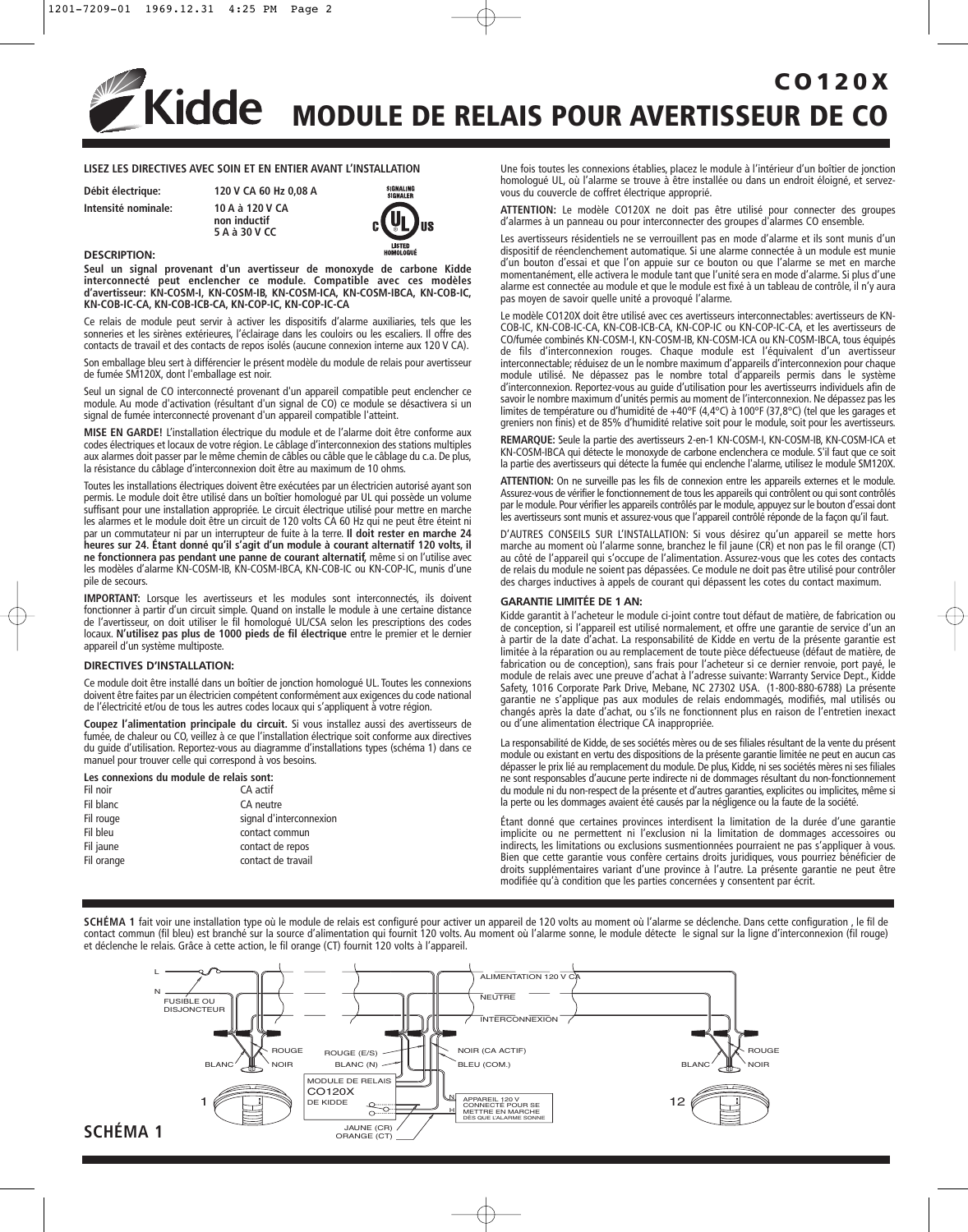# CO120X

# MODULE DE RELAIS POUR AVERTISSEUR DE CO

**LISEZ LES DIRECTIVES AVEC SOIN ET EN ENTIER AVANT L'INSTALLATION**

| | |
|---|---|
| **Débit électrique:** | **120 V CA 60 Hz 0,08 A** |
| **Intensité nominale:** | **10 A à 120 V CA non inductif 5 A à 30 V CC** |

SIGNALING SIGNALER — LISTED HOMOLOGUÉ

**DESCRIPTION:**

**Seul un signal provenant d'un avertisseur de monoxyde de carbone Kidde interconnecté peut enclencher ce module. Compatible avec ces modèles d'avertisseur: KN-COSM-I, KN-COSM-IB, KN-COSM-ICA, KN-COSM-IBCA, KN-COB-IC, KN-COB-IC-CA, KN-COB-ICB-CA, KN-COP-IC, KN-COP-IC-CA**

Ce relais de module peut servir à activer les dispositifs d'alarme auxiliaries, tels que les sonneries et les sirènes extérieures, l'éclairage dans les couloirs ou les escaliers. Il offre des contacts de travail et des contacts de repos isolés (aucune connexion interne aux 120 V CA).

Son emballage bleu sert à différencier le présent modèle du module de relais pour avertisseur de fumée SM120X, dont l'emballage est noir.

Seul un signal de CO interconnecté provenant d'un appareil compatible peut enclencher ce module. Au mode d'activation (résultant d'un signal de CO) ce module se désactivera si un signal de fumée interconnecté provenant d'un appareil compatible l'atteint.

**MISE EN GARDE!** L'installation électrique du module et de l'alarme doit être conforme aux codes électriques et locaux de votre région. Le câblage d'interconnexion des stations multiples aux alarmes doit passer par le même chemin de câbles ou câble que le câblage du c.a. De plus, la résistance du câblage d'interconnexion doit être au maximum de 10 ohms.

Toutes les installations électriques doivent être exécutées par un électricien autorisé ayant son permis. Le module doit être utilisé dans un boîtier homologué par UL qui possède un volume suffisant pour une installation appropriée. Le circuit électrique utilisé pour mettre en marche les alarmes et le module doit être un circuit de 120 volts CA 60 Hz qui ne peut être éteint ni par un commutateur ni par un interrupteur de fuite à la terre. **Il doit rester en marche 24 heures sur 24. Étant donné qu'il s'agit d'un module à courant alternatif 120 volts, il ne fonctionnera pas pendant une panne de courant alternatif**, même si on l'utilise avec les modèles d'alarme KN-COSM-IB, KN-COSM-IBCA, KN-COB-IC ou KN-COP-IC, munis d'une pile de secours.

**IMPORTANT:** Lorsque les avertisseurs et les modules sont interconnectés, ils doivent fonctionner à partir d'un circuit simple. Quand on installe le module à une certaine distance de l'avertisseur, on doit utiliser le fil homologué UL/CSA selon les prescriptions des codes locaux. **N'utilisez pas plus de 1000 pieds de fil électrique** entre le premier et le dernier appareil d'un système multiposte.

**DIRECTIVES D'INSTALLATION:**

Ce module doit être installé dans un boîtier de jonction homologué UL. Toutes les connexions doivent être faites par un électricien compétent conformément aux exigences du code national de l'électricité et/ou de tous les autres codes locaux qui s'appliquent à votre région.

**Coupez l'alimentation principale du circuit.** Si vous installez aussi des avertisseurs de fumée, de chaleur ou CO, veillez à ce que l'installation électrique soit conforme aux directives du guide d'utilisation. Reportez-vous au diagramme d'installations types (schéma 1) dans ce manuel pour trouver celle qui correspond à vos besoins.

**Les connexions du module de relais sont:**

| | |
|---|---|
| Fil noir | CA actif |
| Fil blanc | CA neutre |
| Fil rouge | signal d'interconnexion |
| Fil bleu | contact commun |
| Fil jaune | contact de repos |
| Fil orange | contact de travail |

Une fois toutes les connexions établies, placez le module à l'intérieur d'un boîtier de jonction homologué UL, où l'alarme se trouve à être installée ou dans un endroit éloigné, et servez-vous du couvercle de coffret électrique approprié.

**ATTENTION:** Le modèle CO120X ne doit pas être utilisé pour connecter des groupes d'alarmes à un panneau ou pour interconnecter des groupes d'alarmes CO ensemble.

Les avertisseurs résidentiels ne se verrouillent pas en mode d'alarme et ils sont munis d'un dispositif de réenclenchement automatique. Si une alarme connectée à un module est munie d'un bouton d'essai et que l'on appuie sur ce bouton ou que l'alarme se met en marche momentanément, elle activera le module tant que l'unité sera en mode d'alarme. Si plus d'une alarme est connectée au module et que le module est fixé à un tableau de contrôle, il n'y aura pas moyen de savoir quelle unité a provoqué l'alarme.

Le modèle CO120X doit être utilisé avec ces avertisseurs interconnectables: avertisseurs de KN-COB-IC, KN-COB-IC-CA, KN-COB-ICB-CA, KN-COP-IC ou KN-COP-IC-CA, et les avertisseurs de CO/fumée combinés KN-COSM-I, KN-COSM-IB, KN-COSM-ICA ou KN-COSM-IBCA, tous équipés de fils d'interconnexion rouges. Chaque module est l'équivalent d'un avertisseur interconnectable; réduisez de un le nombre maximum d'appareils d'interconnexion pour chaque module utilisé. Ne dépassez pas le nombre total d'appareils permis dans le système d'interconnexion. Reportez-vous au guide d'utilisation pour les avertisseurrs individuels afin de savoir le nombre maximum d'unités permis au moment de l'interconnexion. Ne dépassez pas les limites de température ou d'humidité de +40°F (4,4°C) à 100°F (37,8°C) (tel que les garages et greniers non finis) et de 85% d'humidité relative soit pour le module, soit pour les avertisseurs.

**REMARQUE:** Seule la partie des avertisseurs 2-en-1 KN-COSM-I, KN-COSM-IB, KN-COSM-ICA et KN-COSM-IBCA qui détecte le monoxyde de carbone enclenchera ce module. S'il faut que ce soit la partie des avertisseurs qui détecte la fumée qui enclenche l'alarme, utilisez le module SM120X.

**ATTENTION:** On ne surveille pas les fils de connexion entre les appareils externes et le module. Assurez-vous de vérifier le fonctionnement de tous les appareils qui contrôlent ou qui sont contrôlés par le module. Pour vérifier les appareils contrôlés par le module, appuyez sur le bouton d'essai dont les avertisseurs sont munis et assurez-vous que l'appareil contrôlé réponde de la façon qu'il faut.

D'AUTRES CONSEILS SUR L'INSTALLATION: Si vous désirez qu'un appareil se mette hors marche au moment où l'alarme sonne, branchez le fil jaune (CR) et non pas le fil orange (CT) au côté de l'appareil qui s'occupe de l'alimentation. Assurez-vous que les cotes des contacts de relais du module ne soient pas dépassées. Ce module ne doit pas être utilisé pour contrôler des charges inductives à appels de courant qui dépassent les cotes du contact maximum.

**GARANTIE LIMITÉE DE 1 AN:**

Kidde garantit à l'acheteur le module ci-joint contre tout défaut de matière, de fabrication ou de conception, si l'appareil est utilisé normalement, et offre une garantie de service d'un an à partir de la date d'achat. La responsabilité de Kidde en vertu de la présente garantie est limitée à la réparation ou au remplacement de toute pièce défectueuse (défaut de matière, de fabrication ou de conception), sans frais pour l'acheteur si ce dernier renvoie, port payé, le module de relais avec une preuve d'achat à l'adresse suivante: Warranty Service Dept., Kidde Safety, 1016 Corporate Park Drive, Mebane, NC 27302 USA. (1-800-880-6788) La présente garantie ne s'applique pas aux modules de relais endommagés, modifiés, mal utilisés ou changés après la date d'achat, ou s'ils ne fonctionnent plus en raison de l'entretien inexact ou d'une alimentation électrique CA inappropriée.

La responsabilité de Kidde, de ses sociétés mères ou de ses filiales résultant de la vente du présent module ou existant en vertu des dispositions de la présente garantie limitée ne peut en aucun cas dépasser le prix lié au remplacement du module. De plus, Kidde, ni ses sociétés mères ni ses filiales ne sont responsables d'aucune perte indirecte ni de dommages résultant du non-fonctionnement du module ni du non-respect de la présente et d'autres garanties, explicites ou implicites, même si la perte ou les dommages avaient été causés par la négligence ou la faute de la société.

Étant donné que certaines provinces interdisent la limitation de la durée d'une garantie implicite ou ne permettent ni l'exclusion ni la limitation de dommages accessoires ou indirects, les limitations ou exclusions susmentionnées pourraient ne pas s'appliquer à vous. Bien que cette garantie vous confère certains droits juridiques, vous pourriez bénéficier de droits supplémentaires variant d'une province à l'autre. La présente garantie ne peut être modifiée qu'à condition que les parties concernées y consentent par écrit.

**SCHÉMA 1** fait voir une installation type où le module de relais est configuré pour activer un appareil de 120 volts au moment où l'alarme se déclenche. Dans cette configuration , le fil de contact commun (fil bleu) est branché sur la source d'alimentation qui fournit 120 volts. Au moment où l'alarme sonne, le module détecte le signal sur la ligne d'interconnexion (fil rouge) et déclenche le relais. Grâce à cette action, le fil orange (CT) fournit 120 volts à l'appareil.

L
N
FUSIBLE OU DISJONCTEUR
ALIMENTATION 120 V CA
NEUTRE
INTERCONNEXION
BLANC
ROUGE
NOIR
ROUGE (E/S)
BLANC (N)
NOIR (CA ACTIF)
BLEU (COM.)
MODULE DE RELAIS CO120X DE KIDDE
N
H
APPAREIL 120 V CONNECTÉ POUR SE METTRE EN MARCHE DÈS QUE L'ALARME SONNE
JAUNE (CR)
ORANGE (CT)
1
12

## SCHÉMA 1